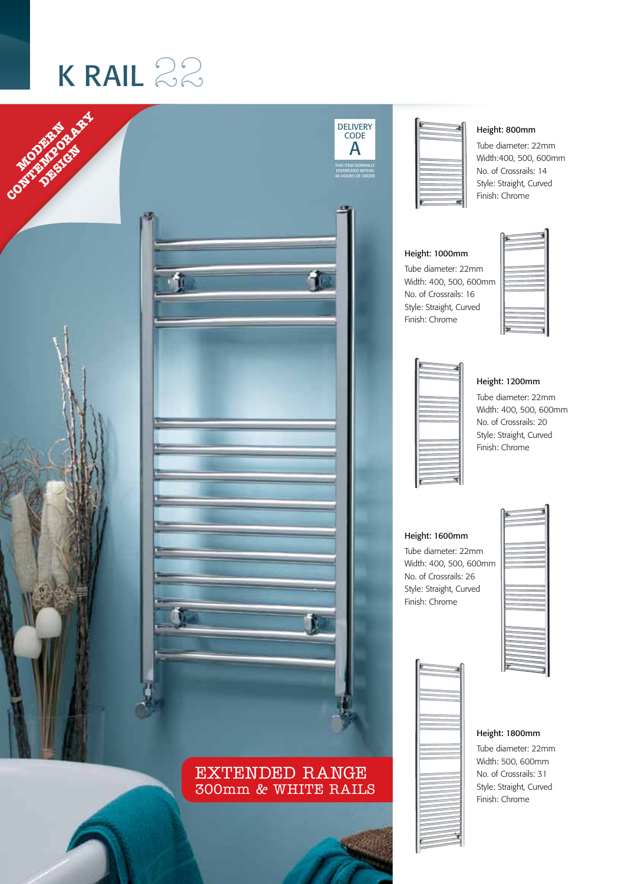# K RAIL 22

MODERN CONTEMPORARY DESIGN

DELIVERY CODE A

THIS ITEM NORMALLY DISPATCHED WITHIN 48 HOURS OF ORDER

EXTENDED RANGE
300mm & WHITE RAILS

**Height: 800mm**
Tube diameter: 22mm
Width:400, 500, 600mm
No. of Crossrails: 14
Style: Straight, Curved
Finish: Chrome

**Height: 1000mm**
Tube diameter: 22mm
Width: 400, 500, 600mm
No. of Crossrails: 16
Style: Straight, Curved
Finish: Chrome

**Height: 1200mm**
Tube diameter: 22mm
Width: 400, 500, 600mm
No. of Crossrails: 20
Style: Straight, Curved
Finish: Chrome

**Height: 1600mm**
Tube diameter: 22mm
Width: 400, 500, 600mm
No. of Crossrails: 26
Style: Straight, Curved
Finish: Chrome

**Height: 1800mm**
Tube diameter: 22mm
Width: 500, 600mm
No. of Crossrails: 31
Style: Straight, Curved
Finish: Chrome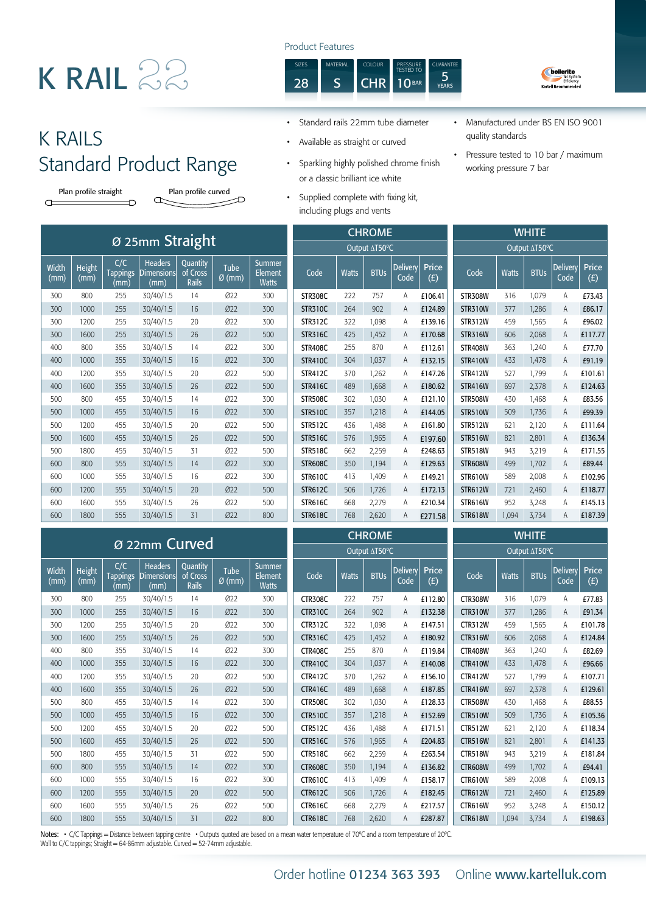# K RAIL 22

Product Features

| SIZES | MATERIAL | COLOUR | PRESSURE TESTED TO | GUARANTEE |
|---|---|---|---|---|
| 28 | S | CHR | 10 BAR | 5 YEARS |

## K RAILS
## Standard Product Range

Plan profile straight

Plan profile curved

- Standard rails 22mm tube diameter
- Available as straight or curved
- Sparkling highly polished chrome finish or a classic brilliant ice white
- Supplied complete with fixing kit, including plugs and vents
- Manufactured under BS EN ISO 9001 quality standards
- Pressure tested to 10 bar / maximum working pressure 7 bar

### Ø 25mm Straight

| | | | | | | | CHROME Output ΔT50°C | | | | | WHITE Output ΔT50°C | | | | |
|---|---|---|---|---|---|---|---|---|---|---|---|---|---|---|---|---|
| Width (mm) | Height (mm) | C/C Tappings (mm) | Headers Dimensions (mm) | Quantity of Cross Rails | Tube Ø (mm) | Summer Element Watts | Code | Watts | BTUs | Delivery Code | Price (£) | Code | Watts | BTUs | Delivery Code | Price (£) |
| 300 | 800 | 255 | 30/40/1.5 | 14 | Ø22 | 300 | STR308C | 222 | 757 | A | £106.41 | STR308W | 316 | 1,079 | A | £73.43 |
| 300 | 1000 | 255 | 30/40/1.5 | 16 | Ø22 | 300 | STR310C | 264 | 902 | A | £124.89 | STR310W | 377 | 1,286 | A | £86.17 |
| 300 | 1200 | 255 | 30/40/1.5 | 20 | Ø22 | 300 | STR312C | 322 | 1,098 | A | £139.16 | STR312W | 459 | 1,565 | A | £96.02 |
| 300 | 1600 | 255 | 30/40/1.5 | 26 | Ø22 | 500 | STR316C | 425 | 1,452 | A | £170.68 | STR316W | 606 | 2,068 | A | £117.77 |
| 400 | 800 | 355 | 30/40/1.5 | 14 | Ø22 | 300 | STR408C | 255 | 870 | A | £112.61 | STR408W | 363 | 1,240 | A | £77.70 |
| 400 | 1000 | 355 | 30/40/1.5 | 16 | Ø22 | 300 | STR410C | 304 | 1,037 | A | £132.15 | STR410W | 433 | 1,478 | A | £91.19 |
| 400 | 1200 | 355 | 30/40/1.5 | 20 | Ø22 | 500 | STR412C | 370 | 1,262 | A | £147.26 | STR412W | 527 | 1,799 | A | £101.61 |
| 400 | 1600 | 355 | 30/40/1.5 | 26 | Ø22 | 500 | STR416C | 489 | 1,668 | A | £180.62 | STR416W | 697 | 2,378 | A | £124.63 |
| 500 | 800 | 455 | 30/40/1.5 | 14 | Ø22 | 300 | STR508C | 302 | 1,030 | A | £121.10 | STR508W | 430 | 1,468 | A | £83.56 |
| 500 | 1000 | 455 | 30/40/1.5 | 16 | Ø22 | 300 | STR510C | 357 | 1,218 | A | £144.05 | STR510W | 509 | 1,736 | A | £99.39 |
| 500 | 1200 | 455 | 30/40/1.5 | 20 | Ø22 | 500 | STR512C | 436 | 1,488 | A | £161.80 | STR512W | 621 | 2,120 | A | £111.64 |
| 500 | 1600 | 455 | 30/40/1.5 | 26 | Ø22 | 500 | STR516C | 576 | 1,965 | A | £197.60 | STR516W | 821 | 2,801 | A | £136.34 |
| 500 | 1800 | 455 | 30/40/1.5 | 31 | Ø22 | 500 | STR518C | 662 | 2,259 | A | £248.63 | STR518W | 943 | 3,219 | A | £171.55 |
| 600 | 800 | 555 | 30/40/1.5 | 14 | Ø22 | 300 | STR608C | 350 | 1,194 | A | £129.63 | STR608W | 499 | 1,702 | A | £89.44 |
| 600 | 1000 | 555 | 30/40/1.5 | 16 | Ø22 | 300 | STR610C | 413 | 1,409 | A | £149.21 | STR610W | 589 | 2,008 | A | £102.96 |
| 600 | 1200 | 555 | 30/40/1.5 | 20 | Ø22 | 500 | STR612C | 506 | 1,726 | A | £172.13 | STR612W | 721 | 2,460 | A | £118.77 |
| 600 | 1600 | 555 | 30/40/1.5 | 26 | Ø22 | 500 | STR616C | 668 | 2,279 | A | £210.34 | STR616W | 952 | 3,248 | A | £145.13 |
| 600 | 1800 | 555 | 30/40/1.5 | 31 | Ø22 | 800 | STR618C | 768 | 2,620 | A | £271.58 | STR618W | 1,094 | 3,734 | A | £187.39 |

### Ø 22mm Curved

| | | | | | | | CHROME Output ΔT50°C | | | | | WHITE Output ΔT50°C | | | | |
|---|---|---|---|---|---|---|---|---|---|---|---|---|---|---|---|---|
| Width (mm) | Height (mm) | C/C Tappings (mm) | Headers Dimensions (mm) | Quantity of Cross Rails | Tube Ø (mm) | Summer Element Watts | Code | Watts | BTUs | Delivery Code | Price (£) | Code | Watts | BTUs | Delivery Code | Price (£) |
| 300 | 800 | 255 | 30/40/1.5 | 14 | Ø22 | 300 | CTR308C | 222 | 757 | A | £112.80 | CTR308W | 316 | 1,079 | A | £77.83 |
| 300 | 1000 | 255 | 30/40/1.5 | 16 | Ø22 | 300 | CTR310C | 264 | 902 | A | £132.38 | CTR310W | 377 | 1,286 | A | £91.34 |
| 300 | 1200 | 255 | 30/40/1.5 | 20 | Ø22 | 300 | CTR312C | 322 | 1,098 | A | £147.51 | CTR312W | 459 | 1,565 | A | £101.78 |
| 300 | 1600 | 255 | 30/40/1.5 | 26 | Ø22 | 500 | CTR316C | 425 | 1,452 | A | £180.92 | CTR316W | 606 | 2,068 | A | £124.84 |
| 400 | 800 | 355 | 30/40/1.5 | 14 | Ø22 | 300 | CTR408C | 255 | 870 | A | £119.84 | CTR408W | 363 | 1,240 | A | £82.69 |
| 400 | 1000 | 355 | 30/40/1.5 | 16 | Ø22 | 300 | CTR410C | 304 | 1,037 | A | £140.08 | CTR410W | 433 | 1,478 | A | £96.66 |
| 400 | 1200 | 355 | 30/40/1.5 | 20 | Ø22 | 500 | CTR412C | 370 | 1,262 | A | £156.10 | CTR412W | 527 | 1,799 | A | £107.71 |
| 400 | 1600 | 355 | 30/40/1.5 | 26 | Ø22 | 500 | CTR416C | 489 | 1,668 | A | £187.85 | CTR416W | 697 | 2,378 | A | £129.61 |
| 500 | 800 | 455 | 30/40/1.5 | 14 | Ø22 | 300 | CTR508C | 302 | 1,030 | A | £128.33 | CTR508W | 430 | 1,468 | A | £88.55 |
| 500 | 1000 | 455 | 30/40/1.5 | 16 | Ø22 | 300 | CTR510C | 357 | 1,218 | A | £152.69 | CTR510W | 509 | 1,736 | A | £105.36 |
| 500 | 1200 | 455 | 30/40/1.5 | 20 | Ø22 | 500 | CTR512C | 436 | 1,488 | A | £171.51 | CTR512W | 621 | 2,120 | A | £118.34 |
| 500 | 1600 | 455 | 30/40/1.5 | 26 | Ø22 | 500 | CTR516C | 576 | 1,965 | A | £204.83 | CTR516W | 821 | 2,801 | A | £141.33 |
| 500 | 1800 | 455 | 30/40/1.5 | 31 | Ø22 | 500 | CTR518C | 662 | 2,259 | A | £263.54 | CTR518W | 943 | 3,219 | A | £181.84 |
| 600 | 800 | 555 | 30/40/1.5 | 14 | Ø22 | 300 | CTR608C | 350 | 1,194 | A | £136.82 | CTR608W | 499 | 1,702 | A | £94.41 |
| 600 | 1000 | 555 | 30/40/1.5 | 16 | Ø22 | 300 | CTR610C | 413 | 1,409 | A | £158.17 | CTR610W | 589 | 2,008 | A | £109.13 |
| 600 | 1200 | 555 | 30/40/1.5 | 20 | Ø22 | 500 | CTR612C | 506 | 1,726 | A | £182.45 | CTR612W | 721 | 2,460 | A | £125.89 |
| 600 | 1600 | 555 | 30/40/1.5 | 26 | Ø22 | 500 | CTR616C | 668 | 2,279 | A | £217.57 | CTR616W | 952 | 3,248 | A | £150.12 |
| 600 | 1800 | 555 | 30/40/1.5 | 31 | Ø22 | 800 | CTR618C | 768 | 2,620 | A | £287.87 | CTR618W | 1,094 | 3,734 | A | £198.63 |

Notes: • C/C Tappings = Distance between tapping centre • Outputs quoted are based on a mean water temperature of 70°C and a room temperature of 20°C.
Wall to C/C tappings; Straight = 64-86mm adjustable. Curved = 52-74mm adjustable.

Order hotline **01234 363 393** Online **www.kartelluk.com**